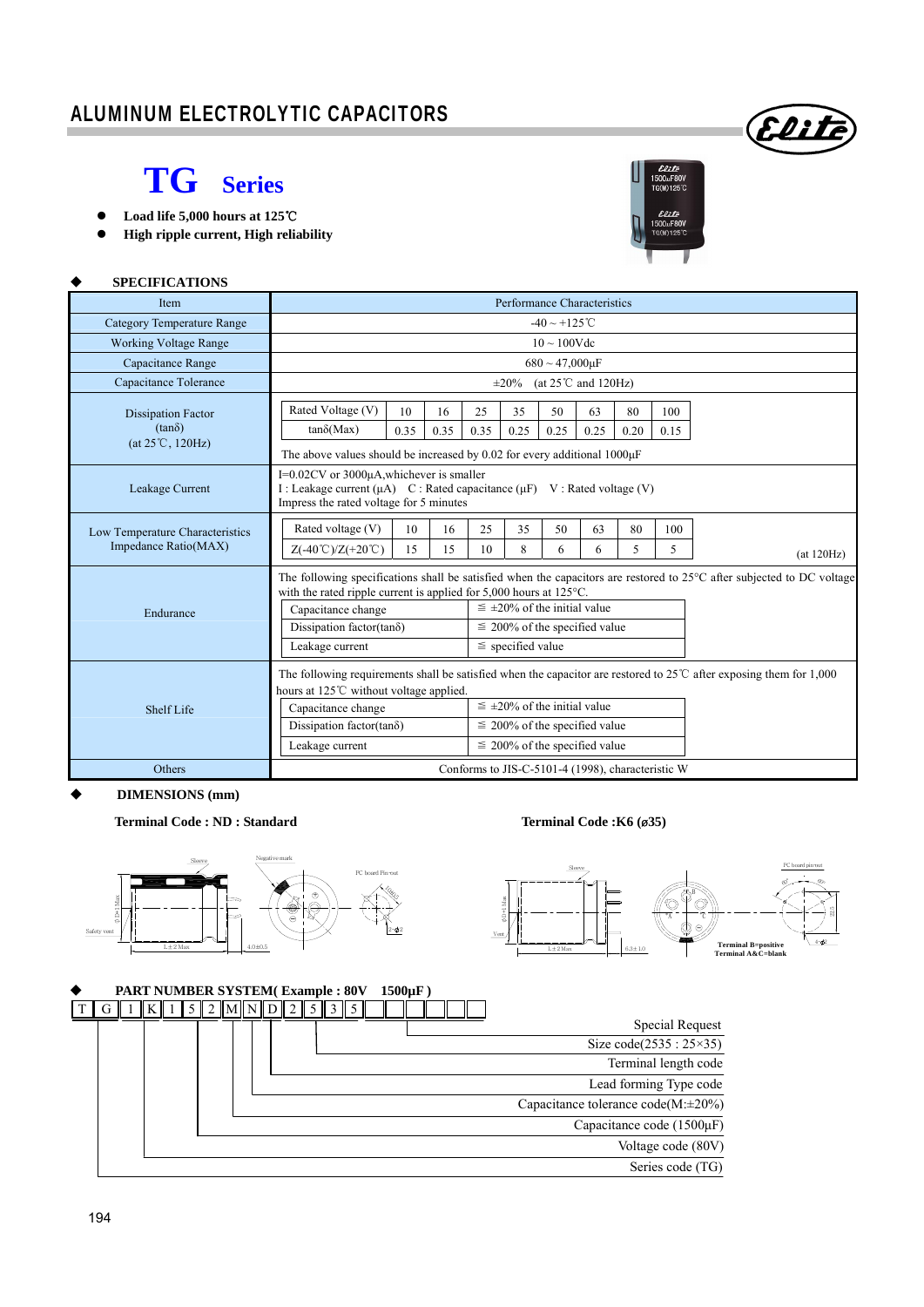# ALUMINUM ELECTROLYTIC CAPACITORS

## TG Series

- **Load life 5,000 hours at 125℃**
- **High ripple current, High reliability**

### ◆ SPECIFICATIONS

| Item | Performance Characteristics |
|---|---|
| Category Temperature Range | -40 ~ +125℃ |
| Working Voltage Range | 10 ~ 100Vdc |
| Capacitance Range | 680 ~ 47,000µF |
| Capacitance Tolerance | ±20% (at 25℃ and 120Hz) |
| Dissipation Factor (tanδ) (at 25℃, 120Hz) | Rated Voltage (V): 10 / 16 / 25 / 35 / 50 / 63 / 80 / 100<br>tanδ(Max): 0.35 / 0.35 / 0.35 / 0.25 / 0.25 / 0.25 / 0.20 / 0.15<br>The above values should be increased by 0.02 for every additional 1000µF |
| Leakage Current | I=0.02CV or 3000µA,whichever is smaller<br>I : Leakage current (µA) C : Rated capacitance (µF) V : Rated voltage (V)<br>Impress the rated voltage for 5 minutes |
| Low Temperature Characteristics Impedance Ratio(MAX) | Rated voltage (V): 10 / 16 / 25 / 35 / 50 / 63 / 80 / 100<br>Z(-40℃)/Z(+20℃): 15 / 15 / 10 / 8 / 6 / 6 / 5 / 5<br>(at 120Hz) |
| Endurance | The following specifications shall be satisfied when the capacitors are restored to 25°C after subjected to DC voltage with the rated ripple current is applied for 5,000 hours at 125°C.<br>Capacitance change: ≦ ±20% of the initial value<br>Dissipation factor(tanδ): ≦ 200% of the specified value<br>Leakage current: ≦ specified value |
| Shelf Life | The following requirements shall be satisfied when the capacitor are restored to 25℃ after exposing them for 1,000 hours at 125℃ without voltage applied.<br>Capacitance change: ≦ ±20% of the initial value<br>Dissipation factor(tanδ): ≦ 200% of the specified value<br>Leakage current: ≦ 200% of the specified value |
| Others | Conforms to JIS-C-5101-4 (1998), characteristic W |

### ◆ DIMENSIONS (mm)

**Terminal Code : ND : Standard**

Sleeve, Negative mark, PC board Pin-out, Safety vent, L±2 Max, ø D+1 Max, 4.0±0.5

**Terminal Code :K6 (ø35)**

Sleeve, PC board pin-out, Vent, L±2 Max, ø D+1 Max, 6.3±1.0

Terminal B=positive
Terminal A&C=blank

### ◆ PART NUMBER SYSTEM( Example : 80V 1500µF )

| T | G | 1 | K | 1 | 5 | 2 | M | N | D | 2 | 5 | 3 | 5 | | | | | | |
|---|---|---|---|---|---|---|---|---|---|---|---|---|---|---|---|---|---|---|---|

- Special Request
- Size code(2535 : 25×35)
- Terminal length code
- Lead forming Type code
- Capacitance tolerance code(M:±20%)
- Capacitance code (1500µF)
- Voltage code (80V)
- Series code (TG)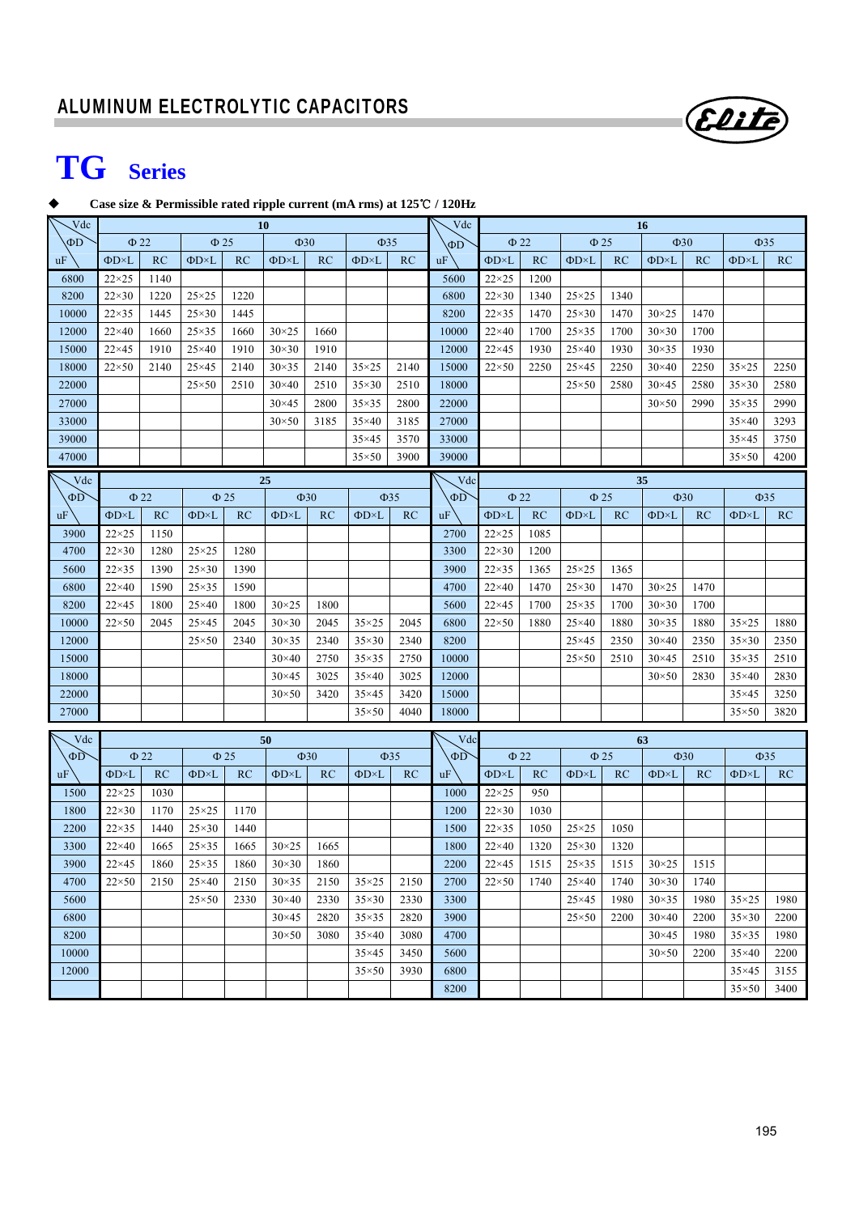## ALUMINUM ELECTROLYTIC CAPACITORS

# TG Series

◆ **Case size & Permissible rated ripple current (mA rms) at 125℃ / 120Hz**

| Vdc | 10 | | | | | | | | Vdc | 16 | | | | | | | |
|---|---|---|---|---|---|---|---|---|---|---|---|---|---|---|---|---|---|
| ΦD | Φ 22 | | Φ 25 | | Φ30 | | Φ35 | | ΦD | Φ 22 | | Φ 25 | | Φ30 | | Φ35 | |
| uF | ΦD×L | RC | ΦD×L | RC | ΦD×L | RC | ΦD×L | RC | uF | ΦD×L | RC | ΦD×L | RC | ΦD×L | RC | ΦD×L | RC |
| 6800 | 22×25 | 1140 | | | | | | | 5600 | 22×25 | 1200 | | | | | | |
| 8200 | 22×30 | 1220 | 25×25 | 1220 | | | | | 6800 | 22×30 | 1340 | 25×25 | 1340 | | | | |
| 10000 | 22×35 | 1445 | 25×30 | 1445 | | | | | 8200 | 22×35 | 1470 | 25×30 | 1470 | 30×25 | 1470 | | |
| 12000 | 22×40 | 1660 | 25×35 | 1660 | 30×25 | 1660 | | | 10000 | 22×40 | 1700 | 25×35 | 1700 | 30×30 | 1700 | | |
| 15000 | 22×45 | 1910 | 25×40 | 1910 | 30×30 | 1910 | | | 12000 | 22×45 | 1930 | 25×40 | 1930 | 30×35 | 1930 | | |
| 18000 | 22×50 | 2140 | 25×45 | 2140 | 30×35 | 2140 | 35×25 | 2140 | 15000 | 22×50 | 2250 | 25×45 | 2250 | 30×40 | 2250 | 35×25 | 2250 |
| 22000 | | | 25×50 | 2510 | 30×40 | 2510 | 35×30 | 2510 | 18000 | | | 25×50 | 2580 | 30×45 | 2580 | 35×30 | 2580 |
| 27000 | | | | | 30×45 | 2800 | 35×35 | 2800 | 22000 | | | | | 30×50 | 2990 | 35×35 | 2990 |
| 33000 | | | | | 30×50 | 3185 | 35×40 | 3185 | 27000 | | | | | | | 35×40 | 3293 |
| 39000 | | | | | | | 35×45 | 3570 | 33000 | | | | | | | 35×45 | 3750 |
| 47000 | | | | | | | 35×50 | 3900 | 39000 | | | | | | | 35×50 | 4200 |

| Vdc | 25 | | | | | | | | Vdc | 35 | | | | | | | |
|---|---|---|---|---|---|---|---|---|---|---|---|---|---|---|---|---|---|
| ΦD | Φ 22 | | Φ 25 | | Φ30 | | Φ35 | | ΦD | Φ 22 | | Φ 25 | | Φ30 | | Φ35 | |
| uF | ΦD×L | RC | ΦD×L | RC | ΦD×L | RC | ΦD×L | RC | uF | ΦD×L | RC | ΦD×L | RC | ΦD×L | RC | ΦD×L | RC |
| 3900 | 22×25 | 1150 | | | | | | | 2700 | 22×25 | 1085 | | | | | | |
| 4700 | 22×30 | 1280 | 25×25 | 1280 | | | | | 3300 | 22×30 | 1200 | | | | | | |
| 5600 | 22×35 | 1390 | 25×30 | 1390 | | | | | 3900 | 22×35 | 1365 | 25×25 | 1365 | | | | |
| 6800 | 22×40 | 1590 | 25×35 | 1590 | | | | | 4700 | 22×40 | 1470 | 25×30 | 1470 | 30×25 | 1470 | | |
| 8200 | 22×45 | 1800 | 25×40 | 1800 | 30×25 | 1800 | | | 5600 | 22×45 | 1700 | 25×35 | 1700 | 30×30 | 1700 | | |
| 10000 | 22×50 | 2045 | 25×45 | 2045 | 30×30 | 2045 | 35×25 | 2045 | 6800 | 22×50 | 1880 | 25×40 | 1880 | 30×35 | 1880 | 35×25 | 1880 |
| 12000 | | | 25×50 | 2340 | 30×35 | 2340 | 35×30 | 2340 | 8200 | | | 25×45 | 2350 | 30×40 | 2350 | 35×30 | 2350 |
| 15000 | | | | | 30×40 | 2750 | 35×35 | 2750 | 10000 | | | 25×50 | 2510 | 30×45 | 2510 | 35×35 | 2510 |
| 18000 | | | | | 30×45 | 3025 | 35×40 | 3025 | 12000 | | | | | 30×50 | 2830 | 35×40 | 2830 |
| 22000 | | | | | 30×50 | 3420 | 35×45 | 3420 | 15000 | | | | | | | 35×45 | 3250 |
| 27000 | | | | | | | 35×50 | 4040 | 18000 | | | | | | | 35×50 | 3820 |

| Vdc | 50 | | | | | | | | Vdc | 63 | | | | | | | |
|---|---|---|---|---|---|---|---|---|---|---|---|---|---|---|---|---|---|
| ΦD | Φ 22 | | Φ 25 | | Φ30 | | Φ35 | | ΦD | Φ 22 | | Φ 25 | | Φ30 | | Φ35 | |
| uF | ΦD×L | RC | ΦD×L | RC | ΦD×L | RC | ΦD×L | RC | uF | ΦD×L | RC | ΦD×L | RC | ΦD×L | RC | ΦD×L | RC |
| 1500 | 22×25 | 1030 | | | | | | | 1000 | 22×25 | 950 | | | | | | |
| 1800 | 22×30 | 1170 | 25×25 | 1170 | | | | | 1200 | 22×30 | 1030 | | | | | | |
| 2200 | 22×35 | 1440 | 25×30 | 1440 | | | | | 1500 | 22×35 | 1050 | 25×25 | 1050 | | | | |
| 3300 | 22×40 | 1665 | 25×35 | 1665 | 30×25 | 1665 | | | 1800 | 22×40 | 1320 | 25×30 | 1320 | | | | |
| 3900 | 22×45 | 1860 | 25×35 | 1860 | 30×30 | 1860 | | | 2200 | 22×45 | 1515 | 25×35 | 1515 | 30×25 | 1515 | | |
| 4700 | 22×50 | 2150 | 25×40 | 2150 | 30×35 | 2150 | 35×25 | 2150 | 2700 | 22×50 | 1740 | 25×40 | 1740 | 30×30 | 1740 | | |
| 5600 | | | 25×50 | 2330 | 30×40 | 2330 | 35×30 | 2330 | 3300 | | | 25×45 | 1980 | 30×35 | 1980 | 35×25 | 1980 |
| 6800 | | | | | 30×45 | 2820 | 35×35 | 2820 | 3900 | | | 25×50 | 2200 | 30×40 | 2200 | 35×30 | 2200 |
| 8200 | | | | | 30×50 | 3080 | 35×40 | 3080 | 4700 | | | | | 30×45 | 1980 | 35×35 | 1980 |
| 10000 | | | | | | | 35×45 | 3450 | 5600 | | | | | 30×50 | 2200 | 35×40 | 2200 |
| 12000 | | | | | | | 35×50 | 3930 | 6800 | | | | | | | 35×45 | 3155 |
| | | | | | | | | | 8200 | | | | | | | 35×50 | 3400 |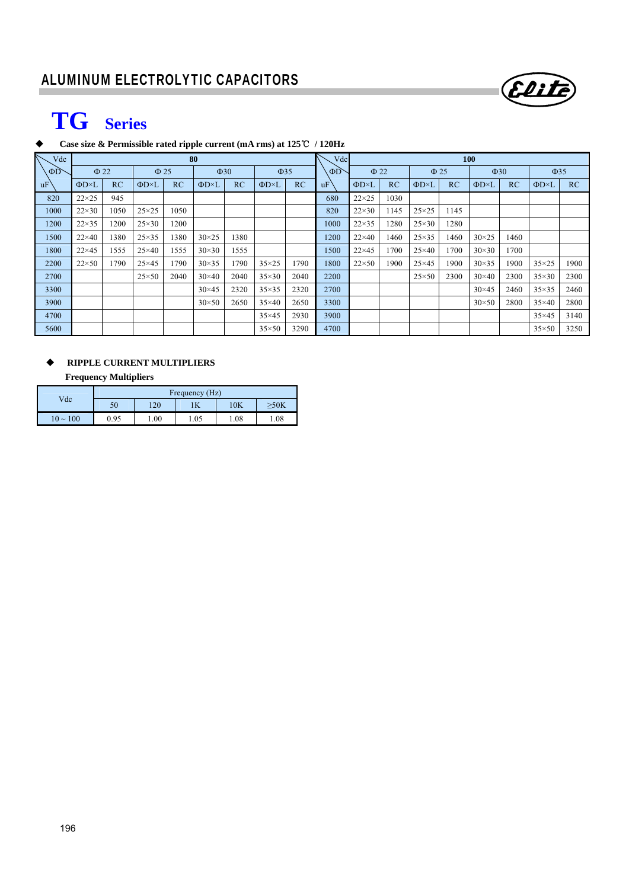## ALUMINUM ELECTROLYTIC CAPACITORS

# TG Series

◆ **Case size & Permissible rated ripple current (mA rms) at 125℃ / 120Hz**

| Vdc / ΦD / uF | 80 | | | | | | | | Vdc / ΦD / uF | 100 | | | | | | | |
|---|---|---|---|---|---|---|---|---|---|---|---|---|---|---|---|---|---|
| | Φ 22 | | Φ 25 | | Φ30 | | Φ35 | | | Φ 22 | | Φ 25 | | Φ30 | | Φ35 | |
| | ΦD×L | RC | ΦD×L | RC | ΦD×L | RC | ΦD×L | RC | | ΦD×L | RC | ΦD×L | RC | ΦD×L | RC | ΦD×L | RC |
| 820 | 22×25 | 945 | | | | | | | 680 | 22×25 | 1030 | | | | | | |
| 1000 | 22×30 | 1050 | 25×25 | 1050 | | | | | 820 | 22×30 | 1145 | 25×25 | 1145 | | | | |
| 1200 | 22×35 | 1200 | 25×30 | 1200 | | | | | 1000 | 22×35 | 1280 | 25×30 | 1280 | | | | |
| 1500 | 22×40 | 1380 | 25×35 | 1380 | 30×25 | 1380 | | | 1200 | 22×40 | 1460 | 25×35 | 1460 | 30×25 | 1460 | | |
| 1800 | 22×45 | 1555 | 25×40 | 1555 | 30×30 | 1555 | | | 1500 | 22×45 | 1700 | 25×40 | 1700 | 30×30 | 1700 | | |
| 2200 | 22×50 | 1790 | 25×45 | 1790 | 30×35 | 1790 | 35×25 | 1790 | 1800 | 22×50 | 1900 | 25×45 | 1900 | 30×35 | 1900 | 35×25 | 1900 |
| 2700 | | | 25×50 | 2040 | 30×40 | 2040 | 35×30 | 2040 | 2200 | | | 25×50 | 2300 | 30×40 | 2300 | 35×30 | 2300 |
| 3300 | | | | | 30×45 | 2320 | 35×35 | 2320 | 2700 | | | | | 30×45 | 2460 | 35×35 | 2460 |
| 3900 | | | | | 30×50 | 2650 | 35×40 | 2650 | 3300 | | | | | 30×50 | 2800 | 35×40 | 2800 |
| 4700 | | | | | | | 35×45 | 2930 | 3900 | | | | | | | 35×45 | 3140 |
| 5600 | | | | | | | 35×50 | 3290 | 4700 | | | | | | | 35×50 | 3250 |

◆ **RIPPLE CURRENT MULTIPLIERS**

**Frequency Multipliers**

| Vdc | Frequency (Hz) | | | | |
|---|---|---|---|---|---|
| | 50 | 120 | 1K | 10K | ≥50K |
| 10 ~ 100 | 0.95 | 1.00 | 1.05 | 1.08 | 1.08 |